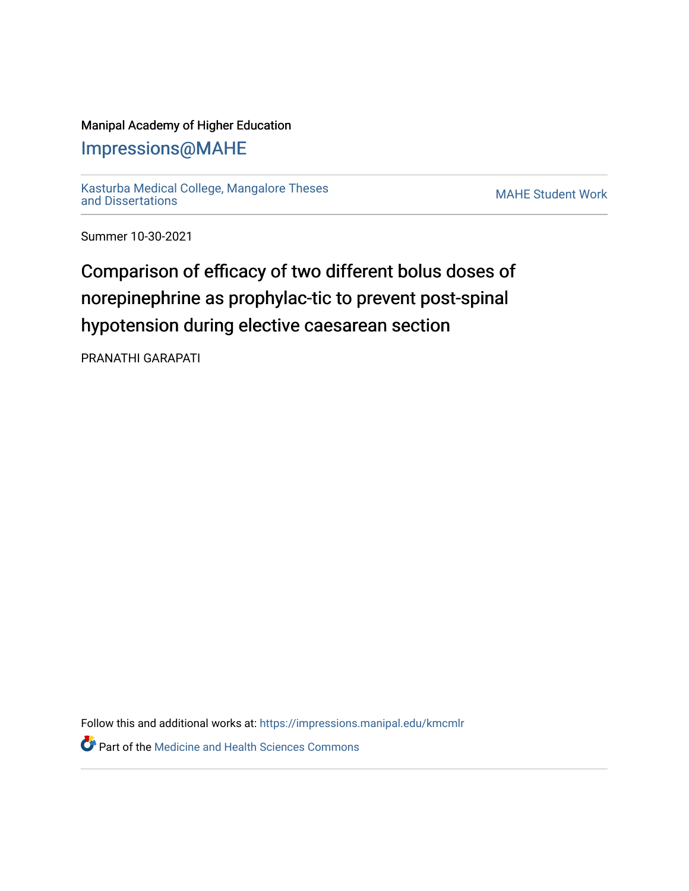Manipal Academy of Higher Education

## Impressions@MAHE

Kasturba Medical College, Mangalore Theses and Dissertations

MAHE Student Work

Summer 10-30-2021

# Comparison of efficacy of two different bolus doses of norepinephrine as prophylac-tic to prevent post-spinal hypotension during elective caesarean section

PRANATHI GARAPATI

Follow this and additional works at: https://impressions.manipal.edu/kmcmlr

Part of the Medicine and Health Sciences Commons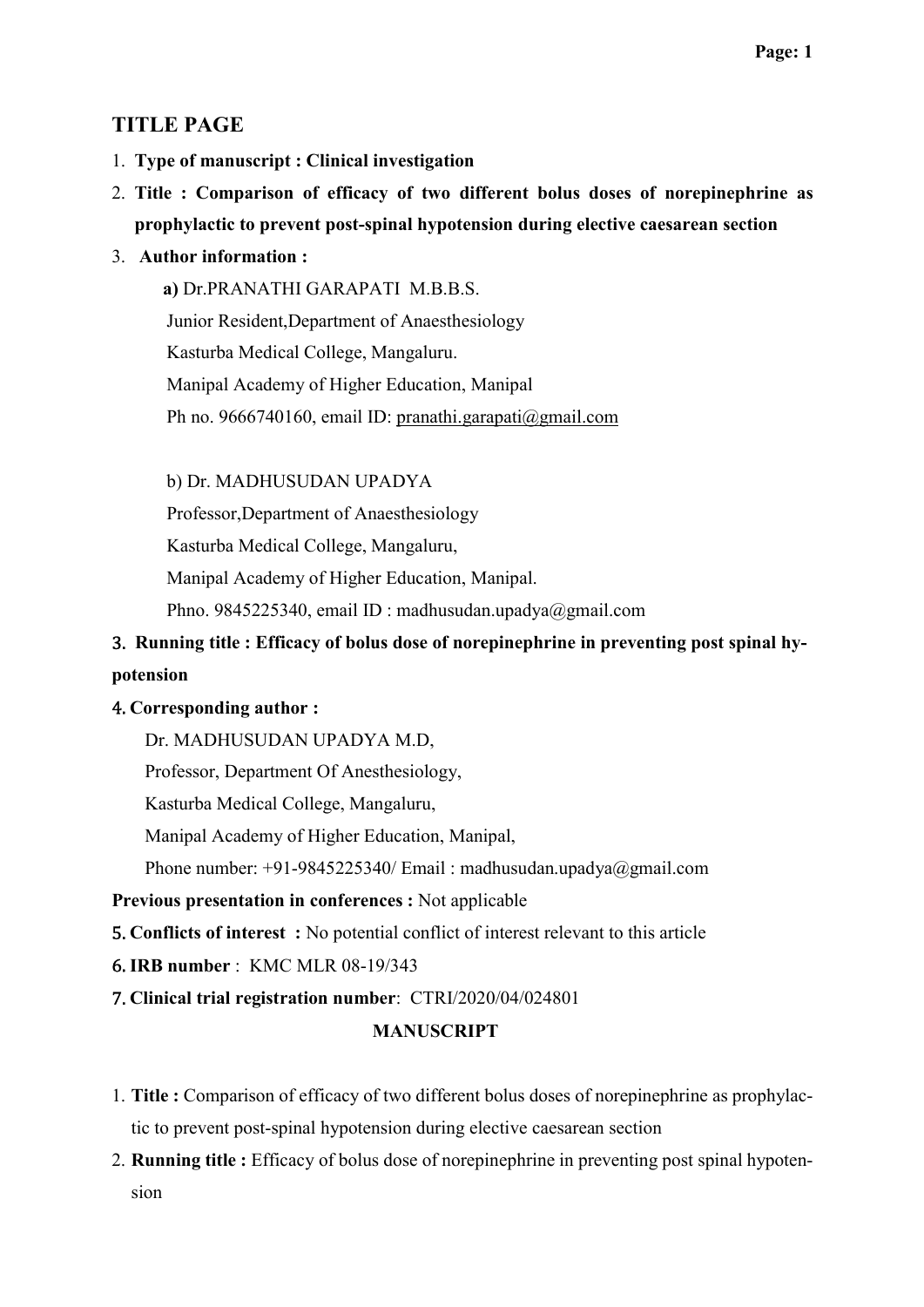## TITLE PAGE

1. **Type of manuscript : Clinical investigation**
2. **Title : Comparison of efficacy of two different bolus doses of norepinephrine as prophylactic to prevent post-spinal hypotension during elective caesarean section**
3. **Author information :**

   **a)** Dr.PRANATHI GARAPATI M.B.B.S.
   Junior Resident,Department of Anaesthesiology
   Kasturba Medical College, Mangaluru.
   Manipal Academy of Higher Education, Manipal
   Ph no. 9666740160, email ID: pranathi.garapati@gmail.com

   b) Dr. MADHUSUDAN UPADYA
   Professor,Department of Anaesthesiology
   Kasturba Medical College, Mangaluru,
   Manipal Academy of Higher Education, Manipal.
   Phno. 9845225340, email ID : madhusudan.upadya@gmail.com

3. **Running title : Efficacy of bolus dose of norepinephrine in preventing post spinal hypotension**
4. **Corresponding author :**

   Dr. MADHUSUDAN UPADYA M.D,
   Professor, Department Of Anesthesiology,
   Kasturba Medical College, Mangaluru,
   Manipal Academy of Higher Education, Manipal,
   Phone number: +91-9845225340/ Email : madhusudan.upadya@gmail.com

**Previous presentation in conferences :** Not applicable

5. **Conflicts of interest :** No potential conflict of interest relevant to this article
6. **IRB number** : KMC MLR 08-19/343
7. **Clinical trial registration number**: CTRI/2020/04/024801

**MANUSCRIPT**

1. **Title :** Comparison of efficacy of two different bolus doses of norepinephrine as prophylactic to prevent post-spinal hypotension during elective caesarean section
2. **Running title :** Efficacy of bolus dose of norepinephrine in preventing post spinal hypotension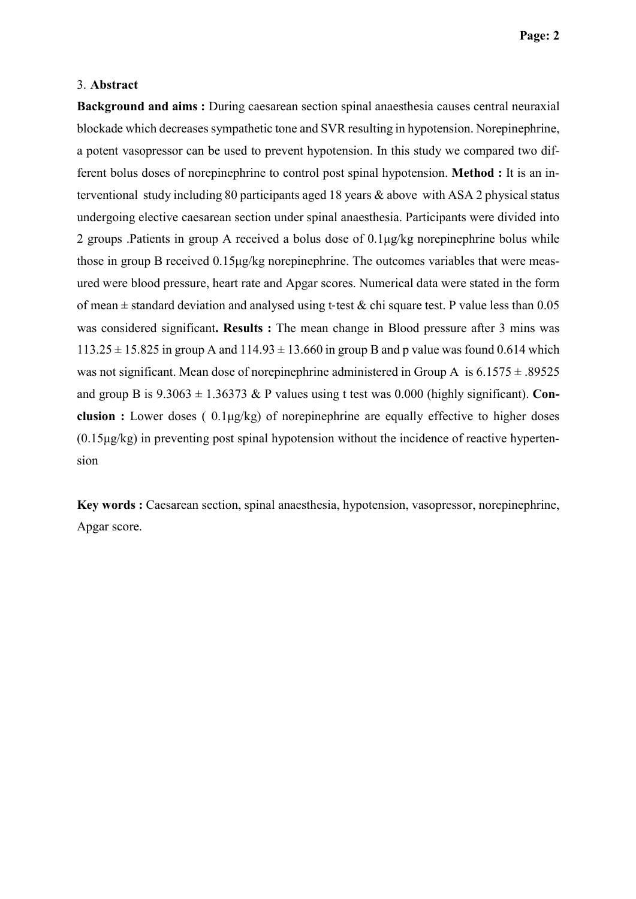## 3. **Abstract**

**Background and aims :** During caesarean section spinal anaesthesia causes central neuraxial blockade which decreases sympathetic tone and SVR resulting in hypotension. Norepinephrine, a potent vasopressor can be used to prevent hypotension. In this study we compared two different bolus doses of norepinephrine to control post spinal hypotension. **Method :** It is an interventional study including 80 participants aged 18 years & above with ASA 2 physical status undergoing elective caesarean section under spinal anaesthesia. Participants were divided into 2 groups .Patients in group A received a bolus dose of 0.1µg/kg norepinephrine bolus while those in group B received 0.15µg/kg norepinephrine. The outcomes variables that were measured were blood pressure, heart rate and Apgar scores. Numerical data were stated in the form of mean ± standard deviation and analysed using t-test & chi square test. P value less than 0.05 was considered significant**.** **Results :** The mean change in Blood pressure after 3 mins was 113.25 ± 15.825 in group A and 114.93 ± 13.660 in group B and p value was found 0.614 which was not significant. Mean dose of norepinephrine administered in Group A is 6.1575 ± .89525 and group B is 9.3063 ± 1.36373 & P values using t test was 0.000 (highly significant). **Conclusion :** Lower doses ( 0.1µg/kg) of norepinephrine are equally effective to higher doses (0.15µg/kg) in preventing post spinal hypotension without the incidence of reactive hypertension

**Key words :** Caesarean section, spinal anaesthesia, hypotension, vasopressor, norepinephrine, Apgar score.